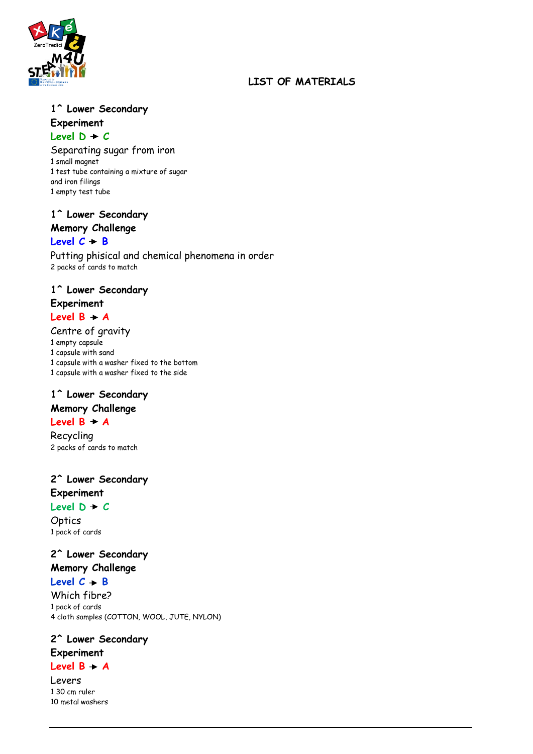# LIST OF MATERIALS

**1^ Lower Secondary**
**Experiment**
**Level D → C**

Separating sugar from iron

1 small magnet
1 test tube containing a mixture of sugar and iron filings
1 empty test tube

**1^ Lower Secondary**
**Memory Challenge**
**Level C → B**

Putting phisical and chemical phenomena in order

2 packs of cards to match

**1^ Lower Secondary**
**Experiment**
**Level B → A**

Centre of gravity

1 empty capsule
1 capsule with sand
1 capsule with a washer fixed to the bottom
1 capsule with a washer fixed to the side

**1^ Lower Secondary**
**Memory Challenge**
**Level B → A**

Recycling

2 packs of cards to match

**2^ Lower Secondary**
**Experiment**
**Level D → C**

Optics

1 pack of cards

**2^ Lower Secondary**
**Memory Challenge**
**Level C → B**

Which fibre?

1 pack of cards
4 cloth samples (COTTON, WOOL, JUTE, NYLON)

**2^ Lower Secondary**
**Experiment**
**Level B → A**

Levers

1 30 cm ruler
10 metal washers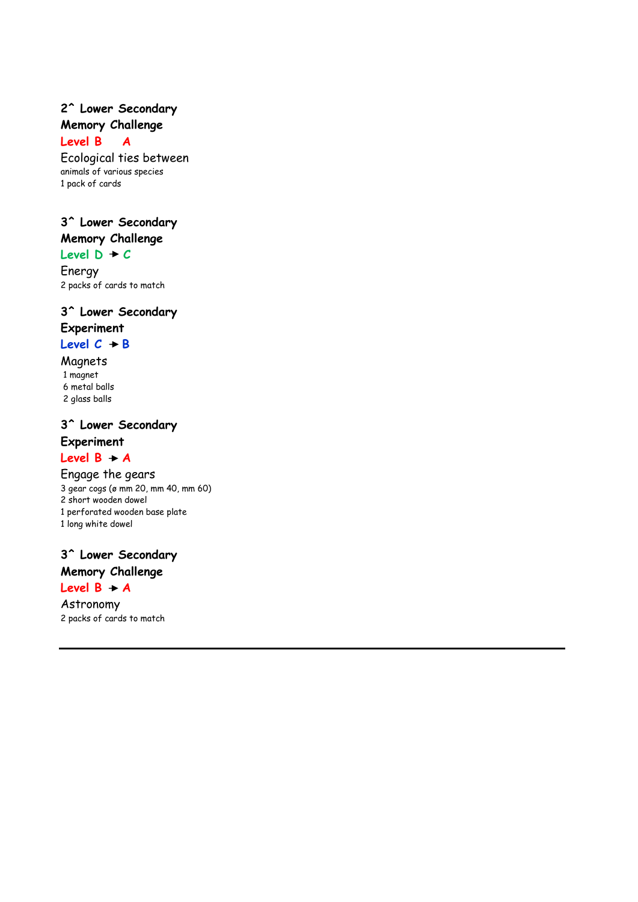**2^ Lower Secondary**
**Memory Challenge**
**Level B A**
Ecological ties between
animals of various species
1 pack of cards

**3^ Lower Secondary**
**Memory Challenge**
**Level D → C**
Energy
2 packs of cards to match

**3^ Lower Secondary**
**Experiment**
**Level C → B**
Magnets
1 magnet
6 metal balls
2 glass balls

**3^ Lower Secondary**
**Experiment**
**Level B → A**
Engage the gears
3 gear cogs (ø mm 20, mm 40, mm 60)
2 short wooden dowel
1 perforated wooden base plate
1 long white dowel

**3^ Lower Secondary**
**Memory Challenge**
**Level B → A**
Astronomy
2 packs of cards to match

---